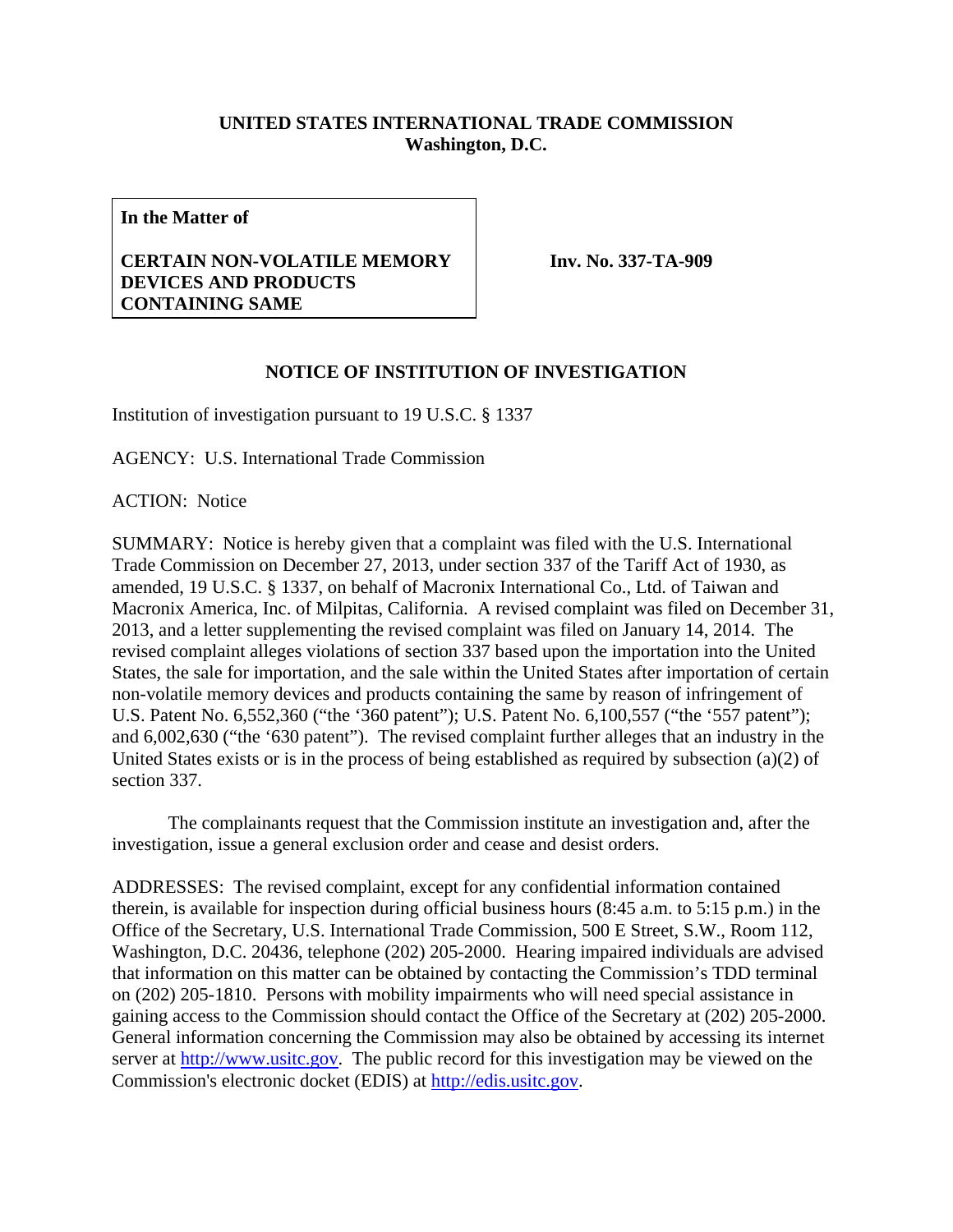**UNITED STATES INTERNATIONAL TRADE COMMISSION**
**Washington, D.C.**

| **In the Matter of** <br><br> **CERTAIN NON-VOLATILE MEMORY DEVICES AND PRODUCTS CONTAINING SAME** | **Inv. No. 337-TA-909** |
|---|---|

**NOTICE OF INSTITUTION OF INVESTIGATION**

Institution of investigation pursuant to 19 U.S.C. § 1337

AGENCY: U.S. International Trade Commission

ACTION: Notice

SUMMARY: Notice is hereby given that a complaint was filed with the U.S. International Trade Commission on December 27, 2013, under section 337 of the Tariff Act of 1930, as amended, 19 U.S.C. § 1337, on behalf of Macronix International Co., Ltd. of Taiwan and Macronix America, Inc. of Milpitas, California. A revised complaint was filed on December 31, 2013, and a letter supplementing the revised complaint was filed on January 14, 2014. The revised complaint alleges violations of section 337 based upon the importation into the United States, the sale for importation, and the sale within the United States after importation of certain non-volatile memory devices and products containing the same by reason of infringement of U.S. Patent No. 6,552,360 ("the '360 patent"); U.S. Patent No. 6,100,557 ("the '557 patent"); and 6,002,630 ("the '630 patent"). The revised complaint further alleges that an industry in the United States exists or is in the process of being established as required by subsection (a)(2) of section 337.

The complainants request that the Commission institute an investigation and, after the investigation, issue a general exclusion order and cease and desist orders.

ADDRESSES: The revised complaint, except for any confidential information contained therein, is available for inspection during official business hours (8:45 a.m. to 5:15 p.m.) in the Office of the Secretary, U.S. International Trade Commission, 500 E Street, S.W., Room 112, Washington, D.C. 20436, telephone (202) 205-2000. Hearing impaired individuals are advised that information on this matter can be obtained by contacting the Commission's TDD terminal on (202) 205-1810. Persons with mobility impairments who will need special assistance in gaining access to the Commission should contact the Office of the Secretary at (202) 205-2000. General information concerning the Commission may also be obtained by accessing its internet server at http://www.usitc.gov. The public record for this investigation may be viewed on the Commission's electronic docket (EDIS) at http://edis.usitc.gov.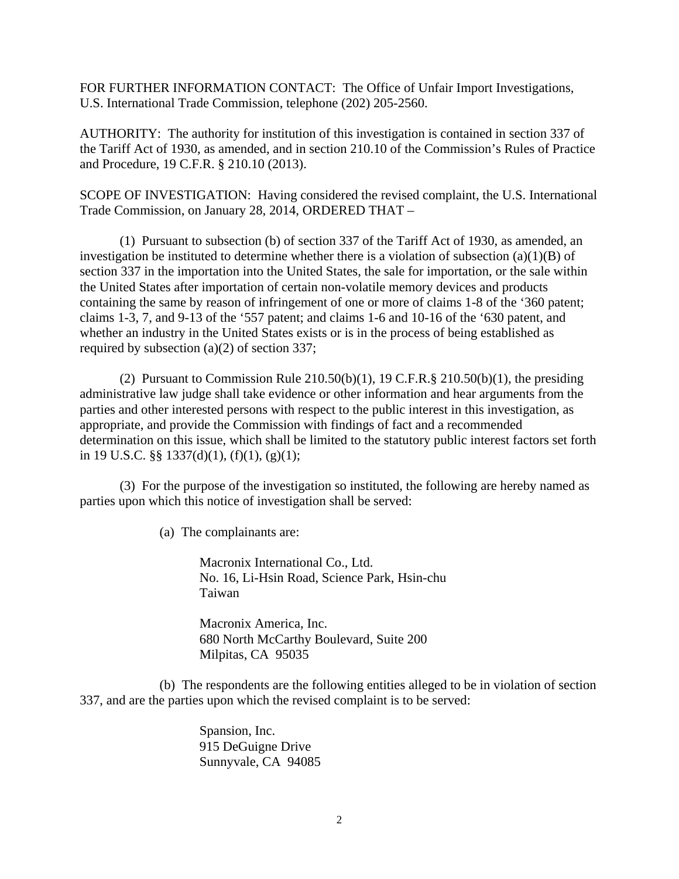FOR FURTHER INFORMATION CONTACT: The Office of Unfair Import Investigations, U.S. International Trade Commission, telephone (202) 205-2560.

AUTHORITY: The authority for institution of this investigation is contained in section 337 of the Tariff Act of 1930, as amended, and in section 210.10 of the Commission's Rules of Practice and Procedure, 19 C.F.R. § 210.10 (2013).

SCOPE OF INVESTIGATION: Having considered the revised complaint, the U.S. International Trade Commission, on January 28, 2014, ORDERED THAT –

(1) Pursuant to subsection (b) of section 337 of the Tariff Act of 1930, as amended, an investigation be instituted to determine whether there is a violation of subsection (a)(1)(B) of section 337 in the importation into the United States, the sale for importation, or the sale within the United States after importation of certain non-volatile memory devices and products containing the same by reason of infringement of one or more of claims 1-8 of the '360 patent; claims 1-3, 7, and 9-13 of the '557 patent; and claims 1-6 and 10-16 of the '630 patent, and whether an industry in the United States exists or is in the process of being established as required by subsection (a)(2) of section 337;

(2) Pursuant to Commission Rule 210.50(b)(1), 19 C.F.R.§ 210.50(b)(1), the presiding administrative law judge shall take evidence or other information and hear arguments from the parties and other interested persons with respect to the public interest in this investigation, as appropriate, and provide the Commission with findings of fact and a recommended determination on this issue, which shall be limited to the statutory public interest factors set forth in 19 U.S.C. §§ 1337(d)(1), (f)(1), (g)(1);

(3) For the purpose of the investigation so instituted, the following are hereby named as parties upon which this notice of investigation shall be served:

(a) The complainants are:

Macronix International Co., Ltd.
No. 16, Li-Hsin Road, Science Park, Hsin-chu
Taiwan

Macronix America, Inc.
680 North McCarthy Boulevard, Suite 200
Milpitas, CA 95035

(b) The respondents are the following entities alleged to be in violation of section 337, and are the parties upon which the revised complaint is to be served:

Spansion, Inc.
915 DeGuigne Drive
Sunnyvale, CA 94085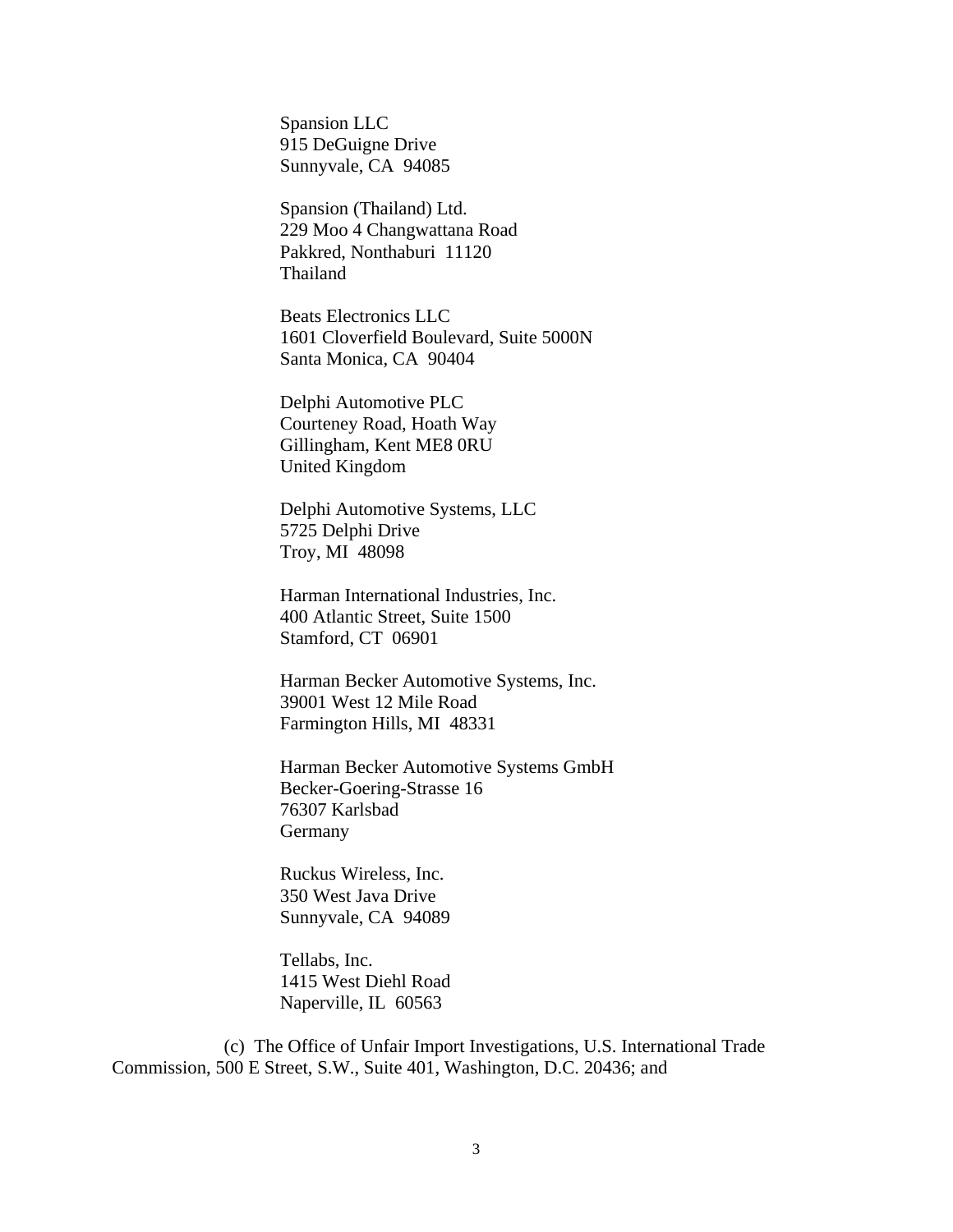Spansion LLC
915 DeGuigne Drive
Sunnyvale, CA 94085

Spansion (Thailand) Ltd.
229 Moo 4 Changwattana Road
Pakkred, Nonthaburi 11120
Thailand

Beats Electronics LLC
1601 Cloverfield Boulevard, Suite 5000N
Santa Monica, CA 90404

Delphi Automotive PLC
Courteney Road, Hoath Way
Gillingham, Kent ME8 0RU
United Kingdom

Delphi Automotive Systems, LLC
5725 Delphi Drive
Troy, MI 48098

Harman International Industries, Inc.
400 Atlantic Street, Suite 1500
Stamford, CT 06901

Harman Becker Automotive Systems, Inc.
39001 West 12 Mile Road
Farmington Hills, MI 48331

Harman Becker Automotive Systems GmbH
Becker-Goering-Strasse 16
76307 Karlsbad
Germany

Ruckus Wireless, Inc.
350 West Java Drive
Sunnyvale, CA 94089

Tellabs, Inc.
1415 West Diehl Road
Naperville, IL 60563

(c) The Office of Unfair Import Investigations, U.S. International Trade Commission, 500 E Street, S.W., Suite 401, Washington, D.C. 20436; and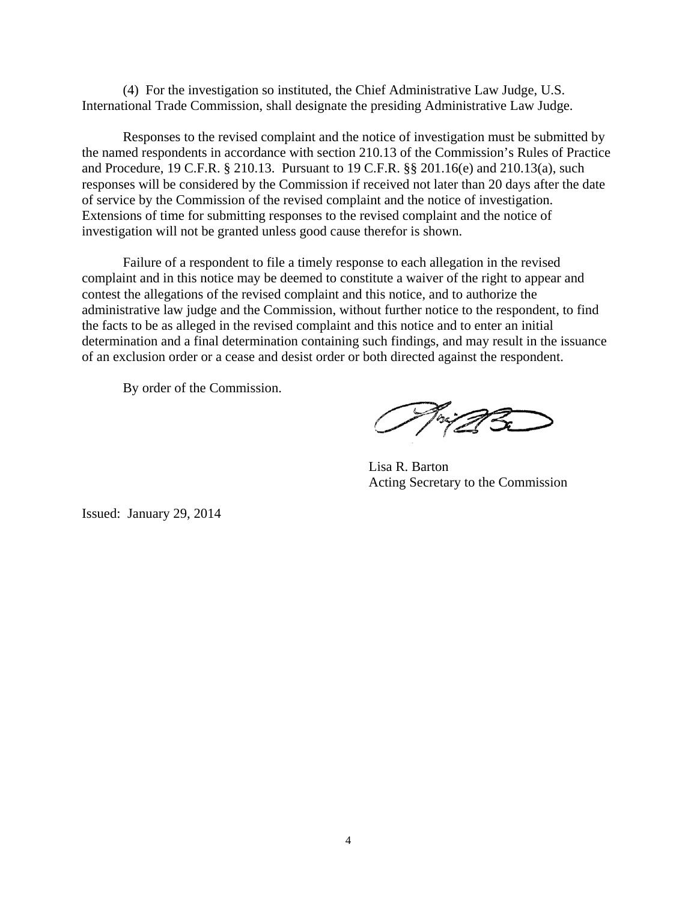(4) For the investigation so instituted, the Chief Administrative Law Judge, U.S. International Trade Commission, shall designate the presiding Administrative Law Judge.

Responses to the revised complaint and the notice of investigation must be submitted by the named respondents in accordance with section 210.13 of the Commission's Rules of Practice and Procedure, 19 C.F.R. § 210.13. Pursuant to 19 C.F.R. §§ 201.16(e) and 210.13(a), such responses will be considered by the Commission if received not later than 20 days after the date of service by the Commission of the revised complaint and the notice of investigation. Extensions of time for submitting responses to the revised complaint and the notice of investigation will not be granted unless good cause therefor is shown.

Failure of a respondent to file a timely response to each allegation in the revised complaint and in this notice may be deemed to constitute a waiver of the right to appear and contest the allegations of the revised complaint and this notice, and to authorize the administrative law judge and the Commission, without further notice to the respondent, to find the facts to be as alleged in the revised complaint and this notice and to enter an initial determination and a final determination containing such findings, and may result in the issuance of an exclusion order or a cease and desist order or both directed against the respondent.

By order of the Commission.

Lisa R. Barton
Acting Secretary to the Commission

Issued: January 29, 2014